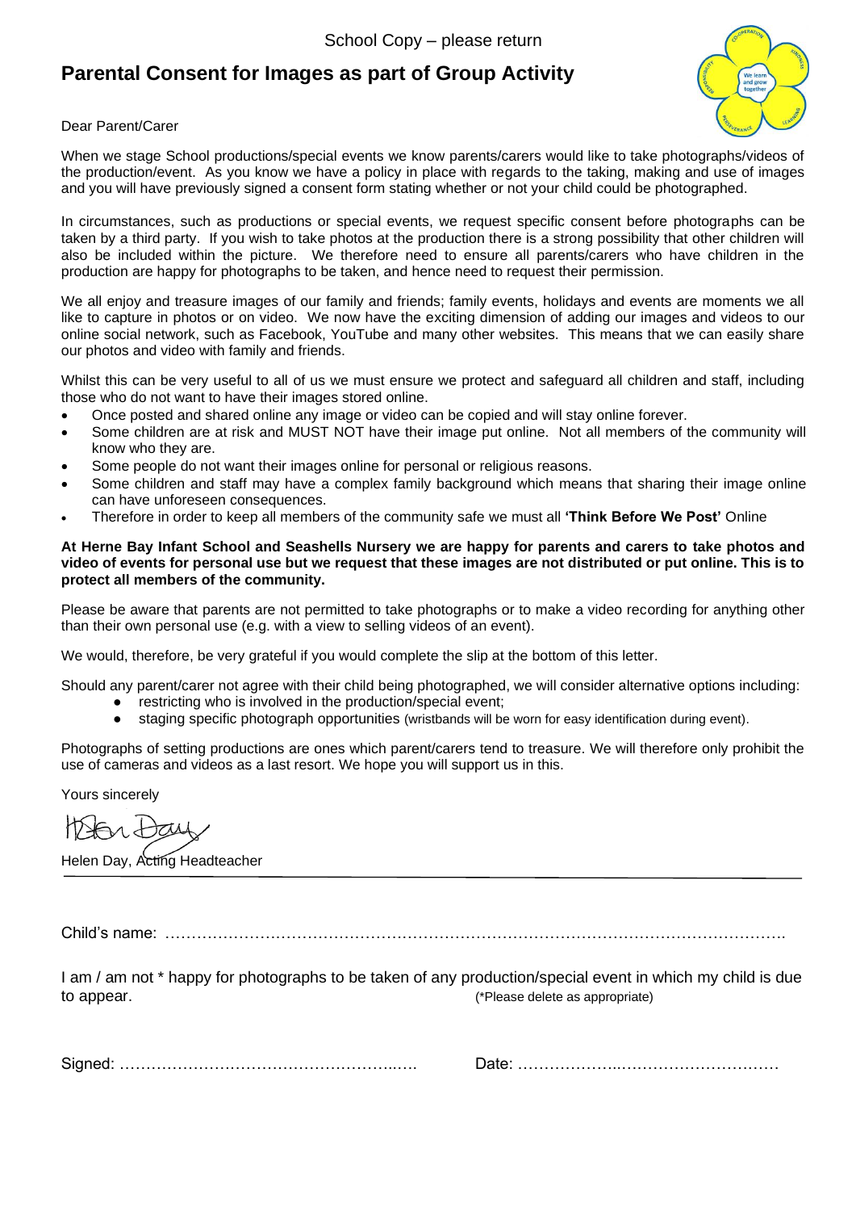School Copy – please return

# Parental Consent for Images as part of Group Activity

Dear Parent/Carer

When we stage School productions/special events we know parents/carers would like to take photographs/videos of the production/event. As you know we have a policy in place with regards to the taking, making and use of images and you will have previously signed a consent form stating whether or not your child could be photographed.

In circumstances, such as productions or special events, we request specific consent before photographs can be taken by a third party. If you wish to take photos at the production there is a strong possibility that other children will also be included within the picture. We therefore need to ensure all parents/carers who have children in the production are happy for photographs to be taken, and hence need to request their permission.

We all enjoy and treasure images of our family and friends; family events, holidays and events are moments we all like to capture in photos or on video. We now have the exciting dimension of adding our images and videos to our online social network, such as Facebook, YouTube and many other websites. This means that we can easily share our photos and video with family and friends.

Whilst this can be very useful to all of us we must ensure we protect and safeguard all children and staff, including those who do not want to have their images stored online.

- Once posted and shared online any image or video can be copied and will stay online forever.
- Some children are at risk and MUST NOT have their image put online. Not all members of the community will know who they are.
- Some people do not want their images online for personal or religious reasons.
- Some children and staff may have a complex family background which means that sharing their image online can have unforeseen consequences.
- Therefore in order to keep all members of the community safe we must all **'Think Before We Post'** Online

**At Herne Bay Infant School and Seashells Nursery we are happy for parents and carers to take photos and video of events for personal use but we request that these images are not distributed or put online. This is to protect all members of the community.**

Please be aware that parents are not permitted to take photographs or to make a video recording for anything other than their own personal use (e.g. with a view to selling videos of an event).

We would, therefore, be very grateful if you would complete the slip at the bottom of this letter.

Should any parent/carer not agree with their child being photographed, we will consider alternative options including:

- restricting who is involved in the production/special event;
- staging specific photograph opportunities (wristbands will be worn for easy identification during event).

Photographs of setting productions are ones which parent/carers tend to treasure. We will therefore only prohibit the use of cameras and videos as a last resort. We hope you will support us in this.

Yours sincerely

Helen Day, Acting Headteacher

---

Child's name: ……………………………………………………………………………………………………….

I am / am not * happy for photographs to be taken of any production/special event in which my child is due to appear. (*Please delete as appropriate)

Signed: …………………………………………………..…. Date: ……………….…………………………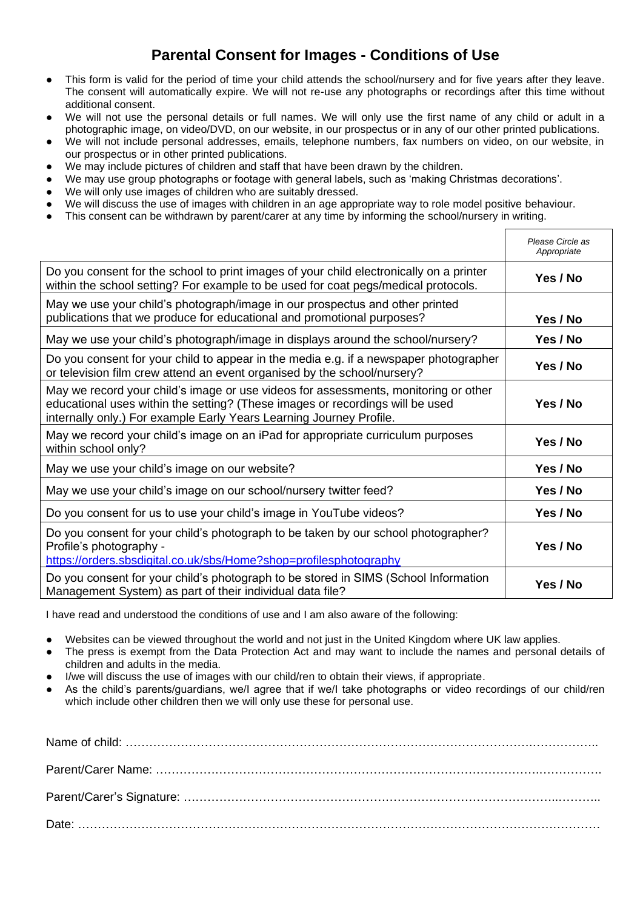## Parental Consent for Images - Conditions of Use

- This form is valid for the period of time your child attends the school/nursery and for five years after they leave. The consent will automatically expire. We will not re-use any photographs or recordings after this time without additional consent.
- We will not use the personal details or full names. We will only use the first name of any child or adult in a photographic image, on video/DVD, on our website, in our prospectus or in any of our other printed publications.
- We will not include personal addresses, emails, telephone numbers, fax numbers on video, on our website, in our prospectus or in other printed publications.
- We may include pictures of children and staff that have been drawn by the children.
- We may use group photographs or footage with general labels, such as 'making Christmas decorations'.
- We will only use images of children who are suitably dressed.
- We will discuss the use of images with children in an age appropriate way to role model positive behaviour.
- This consent can be withdrawn by parent/carer at any time by informing the school/nursery in writing.

| | *Please Circle as Appropriate* |
|---|---|
| Do you consent for the school to print images of your child electronically on a printer within the school setting? For example to be used for coat pegs/medical protocols. | **Yes / No** |
| May we use your child's photograph/image in our prospectus and other printed publications that we produce for educational and promotional purposes? | **Yes / No** |
| May we use your child's photograph/image in displays around the school/nursery? | **Yes / No** |
| Do you consent for your child to appear in the media e.g. if a newspaper photographer or television film crew attend an event organised by the school/nursery? | **Yes / No** |
| May we record your child's image or use videos for assessments, monitoring or other educational uses within the setting? (These images or recordings will be used internally only.) For example Early Years Learning Journey Profile. | **Yes / No** |
| May we record your child's image on an iPad for appropriate curriculum purposes within school only? | **Yes / No** |
| May we use your child's image on our website? | **Yes / No** |
| May we use your child's image on our school/nursery twitter feed? | **Yes / No** |
| Do you consent for us to use your child's image in YouTube videos? | **Yes / No** |
| Do you consent for your child's photograph to be taken by our school photographer? Profile's photography - https://orders.sbsdigital.co.uk/sbs/Home?shop=profilesphotography | **Yes / No** |
| Do you consent for your child's photograph to be stored in SIMS (School Information Management System) as part of their individual data file? | **Yes / No** |

I have read and understood the conditions of use and I am also aware of the following:

- Websites can be viewed throughout the world and not just in the United Kingdom where UK law applies.
- The press is exempt from the Data Protection Act and may want to include the names and personal details of children and adults in the media.
- I/we will discuss the use of images with our child/ren to obtain their views, if appropriate.
- As the child's parents/guardians, we/I agree that if we/I take photographs or video recordings of our child/ren which include other children then we will only use these for personal use.

Name of child: ……………………………………………………………………………………………………………..

Parent/Carer Name: ……………………………………………………………………………………………………….

Parent/Carer's Signature: ………………………………………………………………………………………………..

Date: ………………………………………………………………………………………………………………………